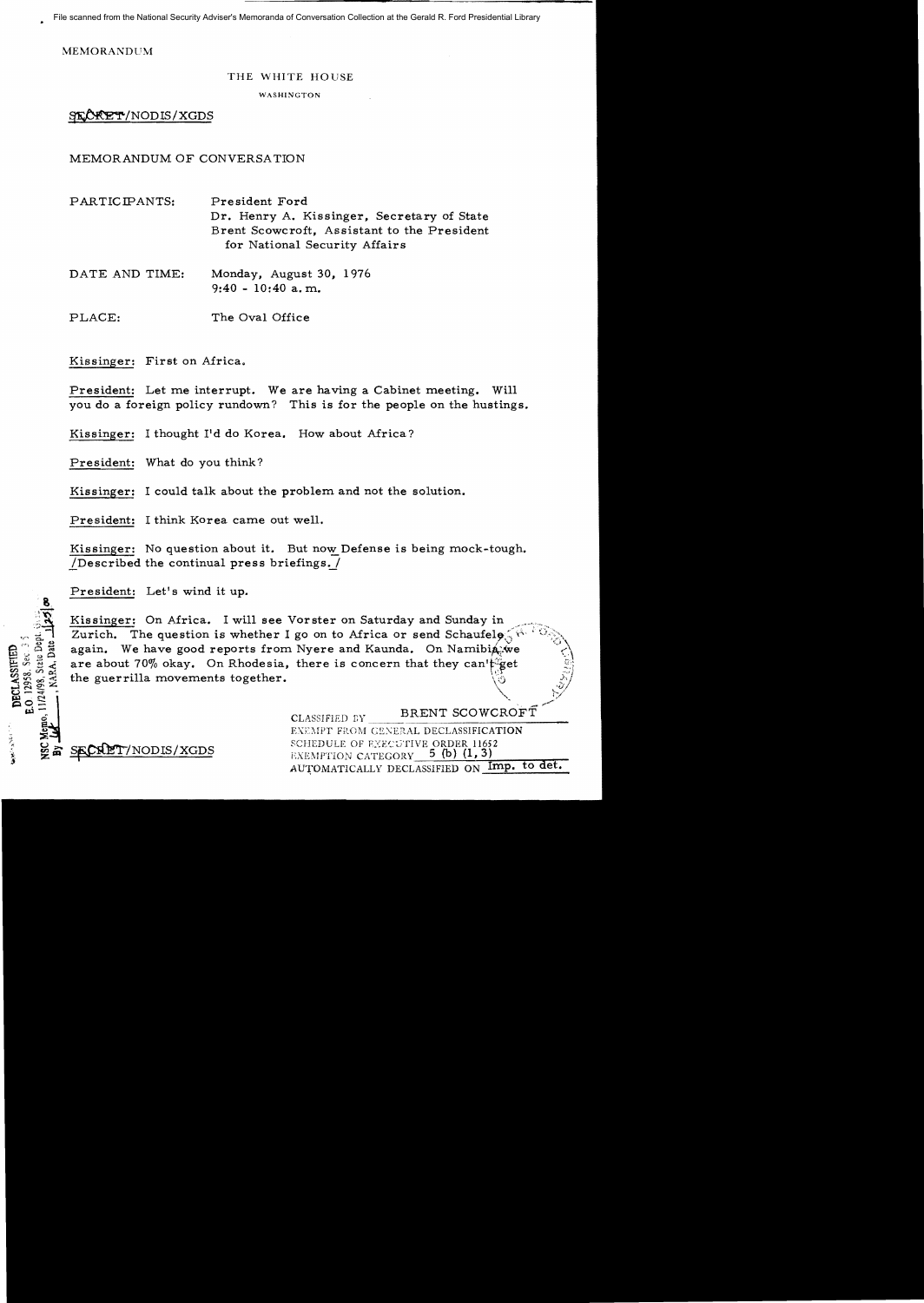File scanned from the National Security Adviser's Memoranda of Conversation Collection at the Gerald R. Ford Presidential Library

MEMORANDUM

THE WHITE HOUSE

WASHINGTON

SECRET/NODIS/XGDS

MEMORANDUM OF CONVERSATION

PARTICIPANTS: President Ford
Dr. Henry A. Kissinger, Secretary of State
Brent Scowcroft, Assistant to the President for National Security Affairs

DATE AND TIME: Monday, August 30, 1976
9:40 - 10:40 a.m.

PLACE: The Oval Office

Kissinger: First on Africa.

President: Let me interrupt. We are having a Cabinet meeting. Will you do a foreign policy rundown? This is for the people on the hustings.

Kissinger: I thought I'd do Korea. How about Africa?

President: What do you think?

Kissinger: I could talk about the problem and not the solution.

President: I think Korea came out well.

Kissinger: No question about it. But now Defense is being mock-tough. [Described the continual press briefings.]

President: Let's wind it up.

Kissinger: On Africa. I will see Vorster on Saturday and Sunday in Zurich. The question is whether I go on to Africa or send Schaufele again. We have good reports from Nyere and Kaunda. On Namibia, we are about 70% okay. On Rhodesia, there is concern that they can't get the guerrilla movements together.

DECLASSIFIED
E.O. 12958, Sec. 3.5
NSC Memo, 11/24/98, State Dept. Guidelines
By ___, NARA, Date ___

SECRET/NODIS/XGDS

CLASSIFIED BY BRENT SCOWCROFT
EXEMPT FROM GENERAL DECLASSIFICATION SCHEDULE OF EXECUTIVE ORDER 11652
EXEMPTION CATEGORY 5 (b) (1, 3)
AUTOMATICALLY DECLASSIFIED ON Imp. to det.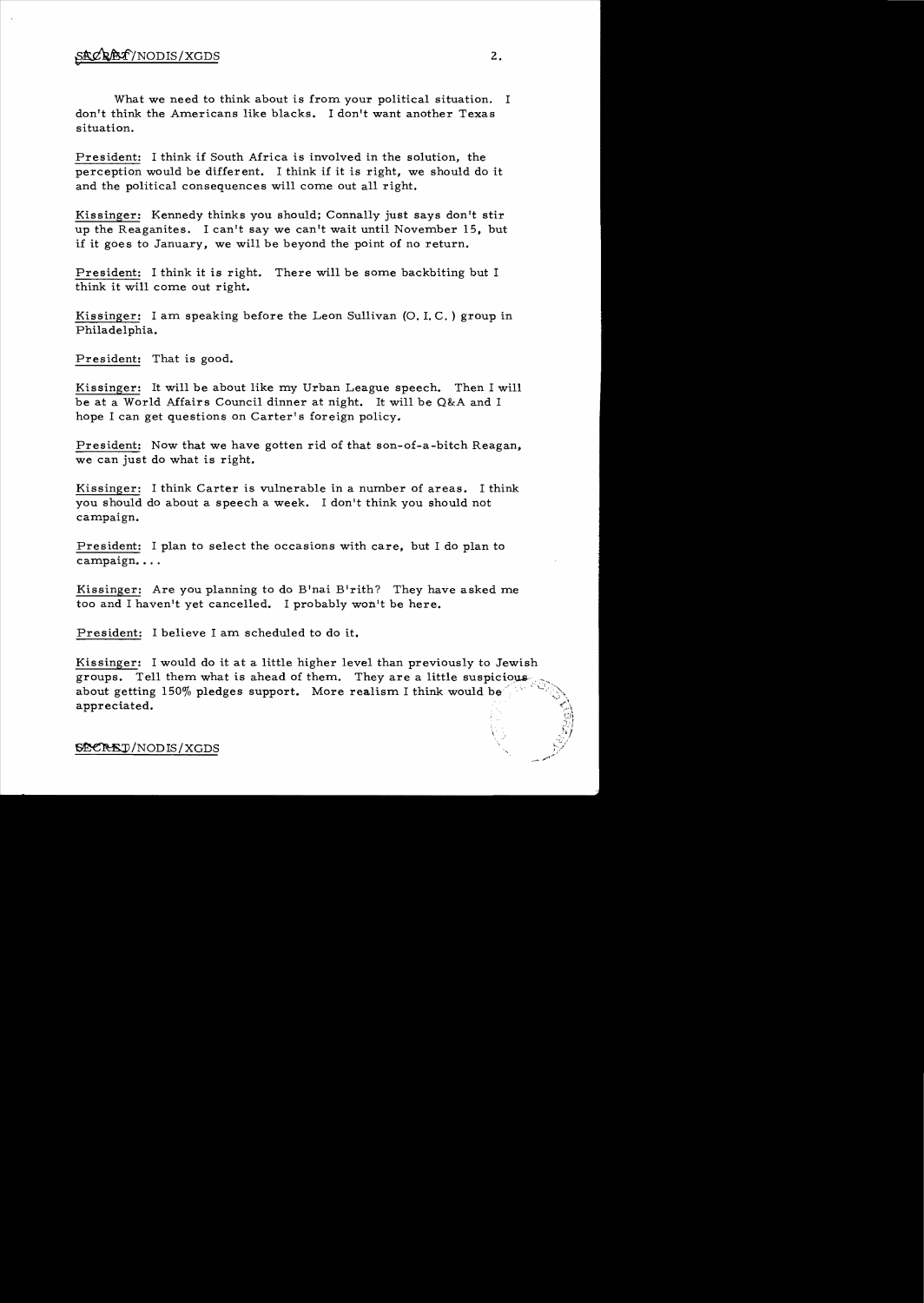What we need to think about is from your political situation. I don't think the Americans like blacks. I don't want another Texas situation.

President: I think if South Africa is involved in the solution, the perception would be different. I think if it is right, we should do it and the political consequences will come out all right.

Kissinger: Kennedy thinks you should; Connally just says don't stir up the Reaganites. I can't say we can't wait until November 15, but if it goes to January, we will be beyond the point of no return.

President: I think it is right. There will be some backbiting but I think it will come out right.

Kissinger: I am speaking before the Leon Sullivan (O. I. C.) group in Philadelphia.

President: That is good.

Kissinger: It will be about like my Urban League speech. Then I will be at a World Affairs Council dinner at night. It will be Q&A and I hope I can get questions on Carter's foreign policy.

President: Now that we have gotten rid of that son-of-a-bitch Reagan, we can just do what is right.

Kissinger: I think Carter is vulnerable in a number of areas. I think you should do about a speech a week. I don't think you should not campaign.

President: I plan to select the occasions with care, but I do plan to campaign. . . .

Kissinger: Are you planning to do B'nai B'rith? They have asked me too and I haven't yet cancelled. I probably won't be here.

President: I believe I am scheduled to do it.

Kissinger: I would do it at a little higher level than previously to Jewish groups. Tell them what is ahead of them. They are a little suspicious about getting 150% pledges support. More realism I think would be appreciated.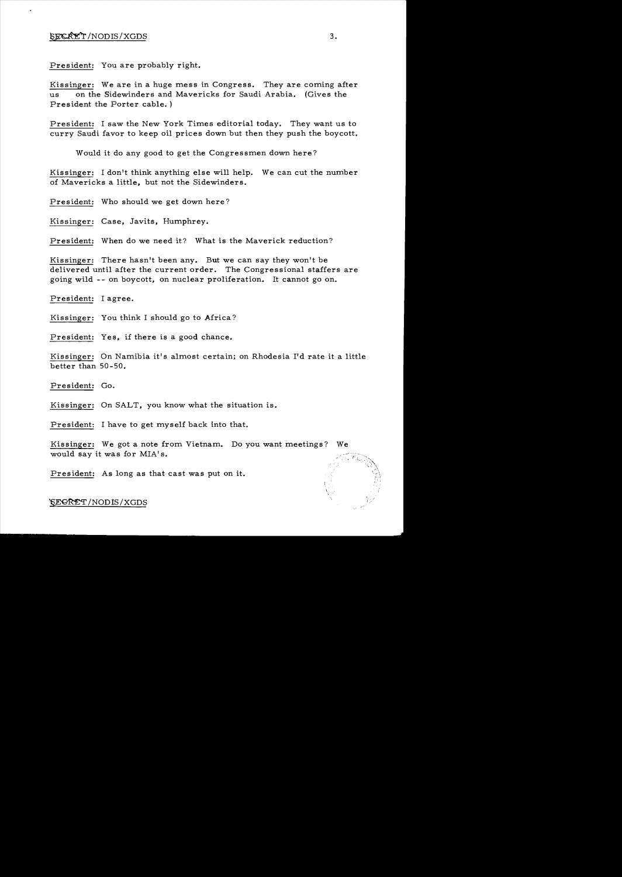President: You are probably right.

Kissinger: We are in a huge mess in Congress. They are coming after us on the Sidewinders and Mavericks for Saudi Arabia. (Gives the President the Porter cable.)

President: I saw the New York Times editorial today. They want us to curry Saudi favor to keep oil prices down but then they push the boycott.

Would it do any good to get the Congressmen down here?

Kissinger: I don't think anything else will help. We can cut the number of Mavericks a little, but not the Sidewinders.

President: Who should we get down here?

Kissinger: Case, Javits, Humphrey.

President: When do we need it? What is the Maverick reduction?

Kissinger: There hasn't been any. But we can say they won't be delivered until after the current order. The Congressional staffers are going wild -- on boycott, on nuclear proliferation. It cannot go on.

President: I agree.

Kissinger: You think I should go to Africa?

President: Yes, if there is a good chance.

Kissinger: On Namibia it's almost certain; on Rhodesia I'd rate it a little better than 50-50.

President: Go.

Kissinger: On SALT, you know what the situation is.

President: I have to get myself back into that.

Kissinger: We got a note from Vietnam. Do you want meetings? We would say it was for MIA's.

President: As long as that cast was put on it.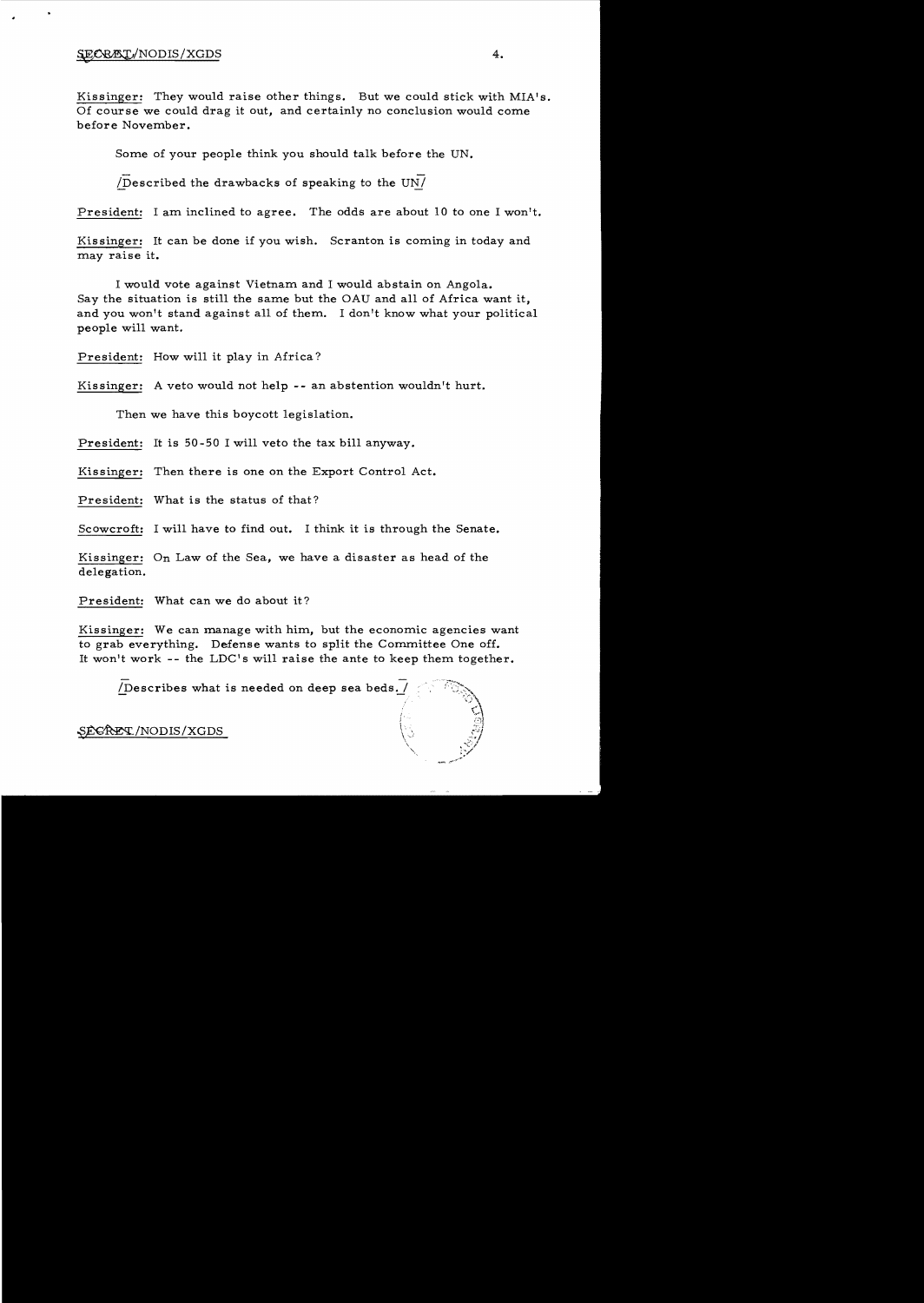Kissinger: They would raise other things. But we could stick with MIA's. Of course we could drag it out, and certainly no conclusion would come before November.

Some of your people think you should talk before the UN.

[Described the drawbacks of speaking to the UN]

President: I am inclined to agree. The odds are about 10 to one I won't.

Kissinger: It can be done if you wish. Scranton is coming in today and may raise it.

I would vote against Vietnam and I would abstain on Angola. Say the situation is still the same but the OAU and all of Africa want it, and you won't stand against all of them. I don't know what your political people will want.

President: How will it play in Africa?

Kissinger: A veto would not help -- an abstention wouldn't hurt.

Then we have this boycott legislation.

President: It is 50-50 I will veto the tax bill anyway.

Kissinger: Then there is one on the Export Control Act.

President: What is the status of that?

Scowcroft: I will have to find out. I think it is through the Senate.

Kissinger: On Law of the Sea, we have a disaster as head of the delegation.

President: What can we do about it?

Kissinger: We can manage with him, but the economic agencies want to grab everything. Defense wants to split the Committee One off. It won't work -- the LDC's will raise the ante to keep them together.

[Describes what is needed on deep sea beds.]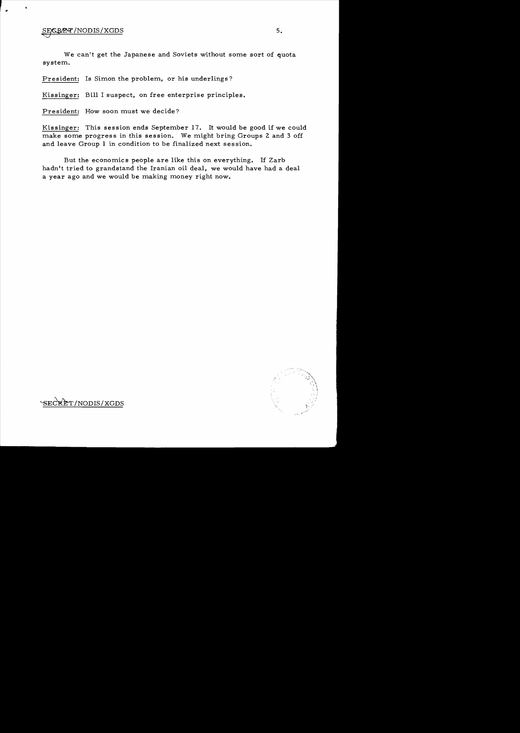We can't get the Japanese and Soviets without some sort of quota system.

President: Is Simon the problem, or his underlings?

Kissinger: Bill I suspect, on free enterprise principles.

President: How soon must we decide?

Kissinger: This session ends September 17. It would be good if we could make some progress in this session. We might bring Groups 2 and 3 off and leave Group 1 in condition to be finalized next session.

But the economics people are like this on everything. If Zarb hadn't tried to grandstand the Iranian oil deal, we would have had a deal a year ago and we would be making money right now.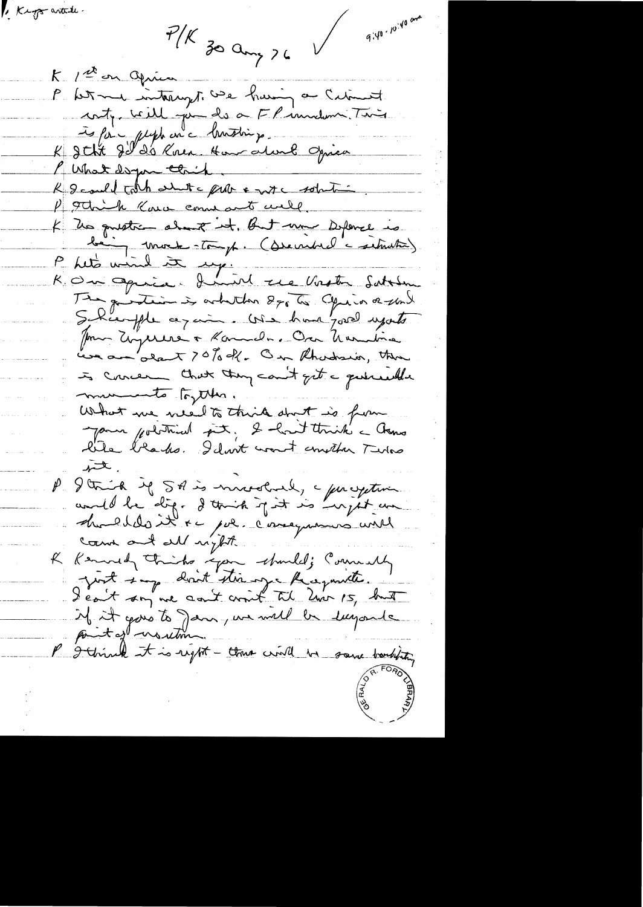1. Kept article.

P/K 30 Aug 76 ✓ 9:40 - 10:40 am

K 1st on Africa

P Let me interrupt. We having a Cabinet mtg. Will you do a FP rundown. This is for people in the hustings.

K I th't I'd do Korea. Then about Africa

P What do you think.

K I could talk about the prob & not the solution.

P I think Korea came out well.

K No question about it. But now Defense is being macho-tough. (Described the situation)

P Let's wind it up.

K On Africa. I will see Vorster Saturday. The question is whether I go to Africa or send Schaufele again. We have good reports from Nyerere & Kaunda. On Namibia we are about 70% ok. On Rhodesia, there is concern that they can't get the guerrilla movements together.

What we need to think about is from your political pt. I don't think the Ams like blacks. I don't want another Turkey pit.

P I think if SA is involved, the perception would be big. I think if it is right we should do it & the pol. consequences will come out all right.

K Kennedy thinks you should; Connally just says don't stir up Reaganites. I can't say we can't wait til Nov 15, but if it goes to Jan, we will be beyond the point of no return.

P I think it is right - there will be some hostility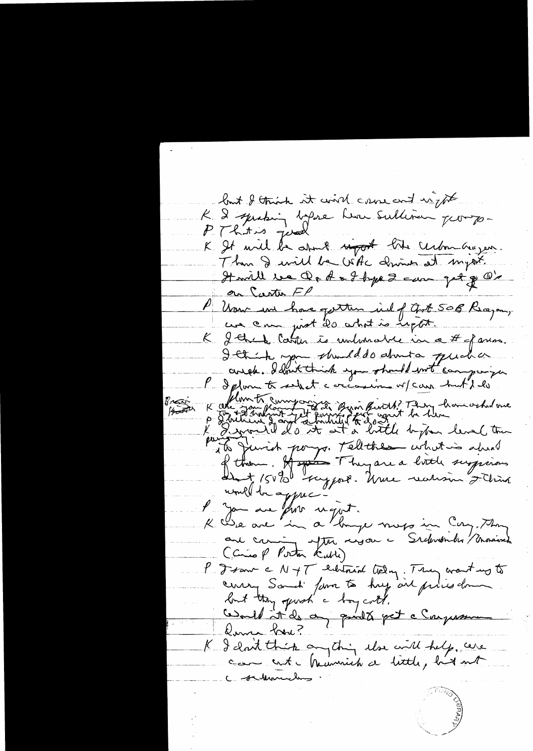but I think it will come out right

K I speaking before Leon Sullivan group.

P That is good

K It will be about report the Urban League. Then I will be WAC dinner at night. It will be Q & A & I hope I can get Q's on Carter FP

P Now we have gotten rid of that SOB Reagan, we can just do what is right.

K I think Carter is vulnerable in a # of areas. I think you should do about a speech a week. I don't think you should not campaign

P I plan to select occasions w/ care but I do plan to campaign & do Byrd Burch? They have asked me

P ... & I want to ...

K I would do it at a little higher level than to Jewish groups. Tell them what is ahead of them. They are a little suspicious about 150% support. More realism I think would be approp.

P You are prob right.

K We are in a huge mess in Cong. They are coming after us on Sidewinder/Maverick (Case & Porter Cable)

P I saw on N+T editorial today. They want us to carry Saudi favor to buy oil prices down but they push a boycott.

Would it do any good to get a Congressman Rumsfeld here?

K I don't think anything else will help, we can cut Maverick a little, but not Sidewinders.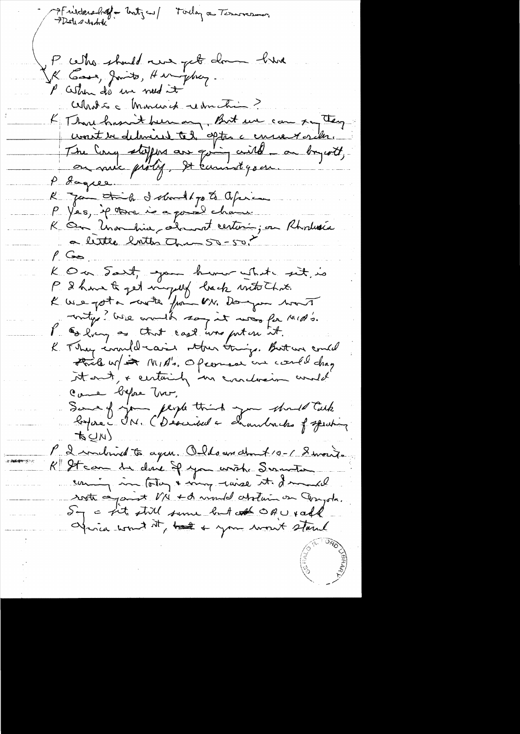- → Friedersdorf – Lutz w/ Today on Tennessee
→ Dutch student

P Who should we get down here
K Case, Javits, Humphrey.
P When do we need it
What is a Manwick reduction?
K There hasn't been any. But we can say they won't be delivered til after a cease fire order. The Cong stiffens are going wild – an boycott, on our policy. It cannot go on.
P I agree.
K You think I should go to Africa
P Yes, if there is a good chance
K On Namibia, almost certain; on Rhodesia a little better than 50-50.
P Go.
K On Sart, you know what it is
P I have to get myself back into that.
K We got a note from UN. Do you want veto? We would say it was for MIA's.
P So long as that cast was put on it.
K They would raise other things. But we could stick w/ MIA's. Of course we could drag it out, & certainly no conclusion would come before Nov.
Some of your people think you should talk before UN. (Described drawbacks of speaking to UN)
P I inclined to agree. Odds are about 10-1 I won't.
K It can be done if you wish. Scranton coming in today & may raise it. I would vote against VN & I would abstain on Angola. Say a fit still same but OAU & all Africa want it, & you won't stand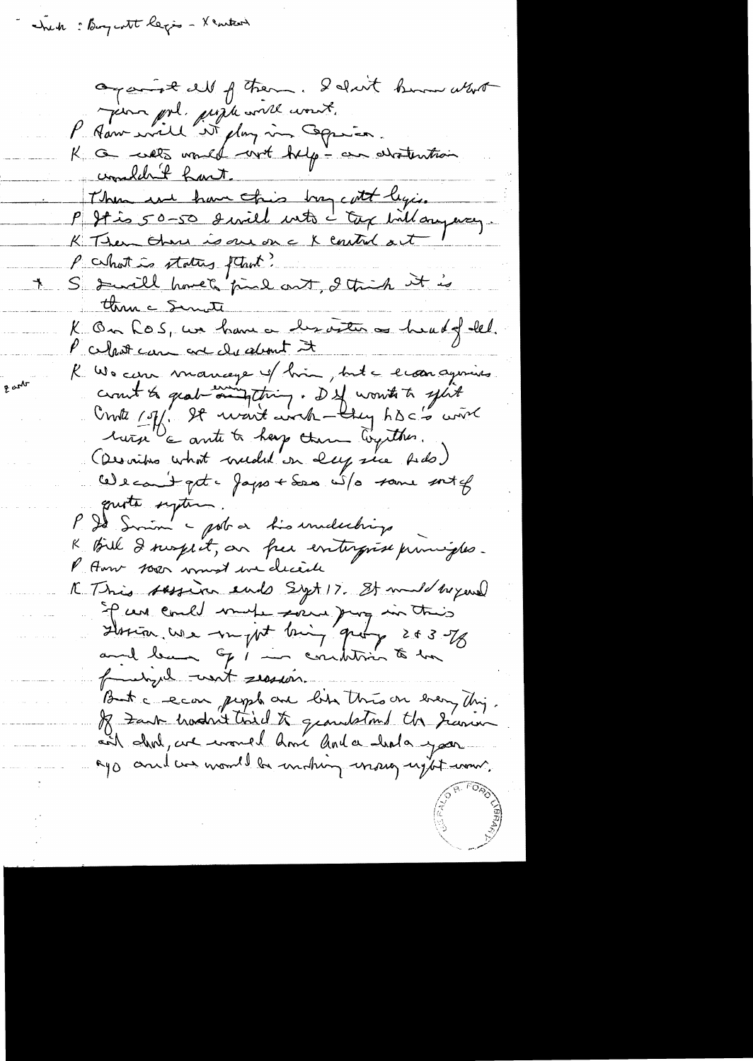- Tuck : Boycott legis – X Control

against all of them. I don't know what your pol. people will want.

P How will it play in Egypt.

K A veto would not help – an abstention wouldn't hurt.

Then we have this boycott legis.

P It is 50-50 I will veto the tax bill anyway.

K Then there is one on the X control act

P What is status of that?

\* S I will have to find out, I think it is thru the Senate

K On LOS, we have a disaster as head of del.

P What can we do about it

Zarb

K We can manage w/ him, but the econ agencies want to grab everything. DOD wants to split Cmte 1. It won't work – they NSC's would have the ante to keep them together.

(Describes what worked on deep sea beds)

We can't get the Japs + Sovs w/o some sort of quota system.

P Is Simon the prob or his underlings

K Bill I suspect, on free enterprise principles.

P How soon must we decide

K This session ends Sept 17. It would be good if we could make some prog in this session. We might bring group 2 + 3 [?] and leave Gp 1 in condition to be finished next session.

But the econ people are like this on everything. If Zarb hadn't tried to grandstand the Iranian oil deal, we would have had a deal a year ago and we would be making money right now.